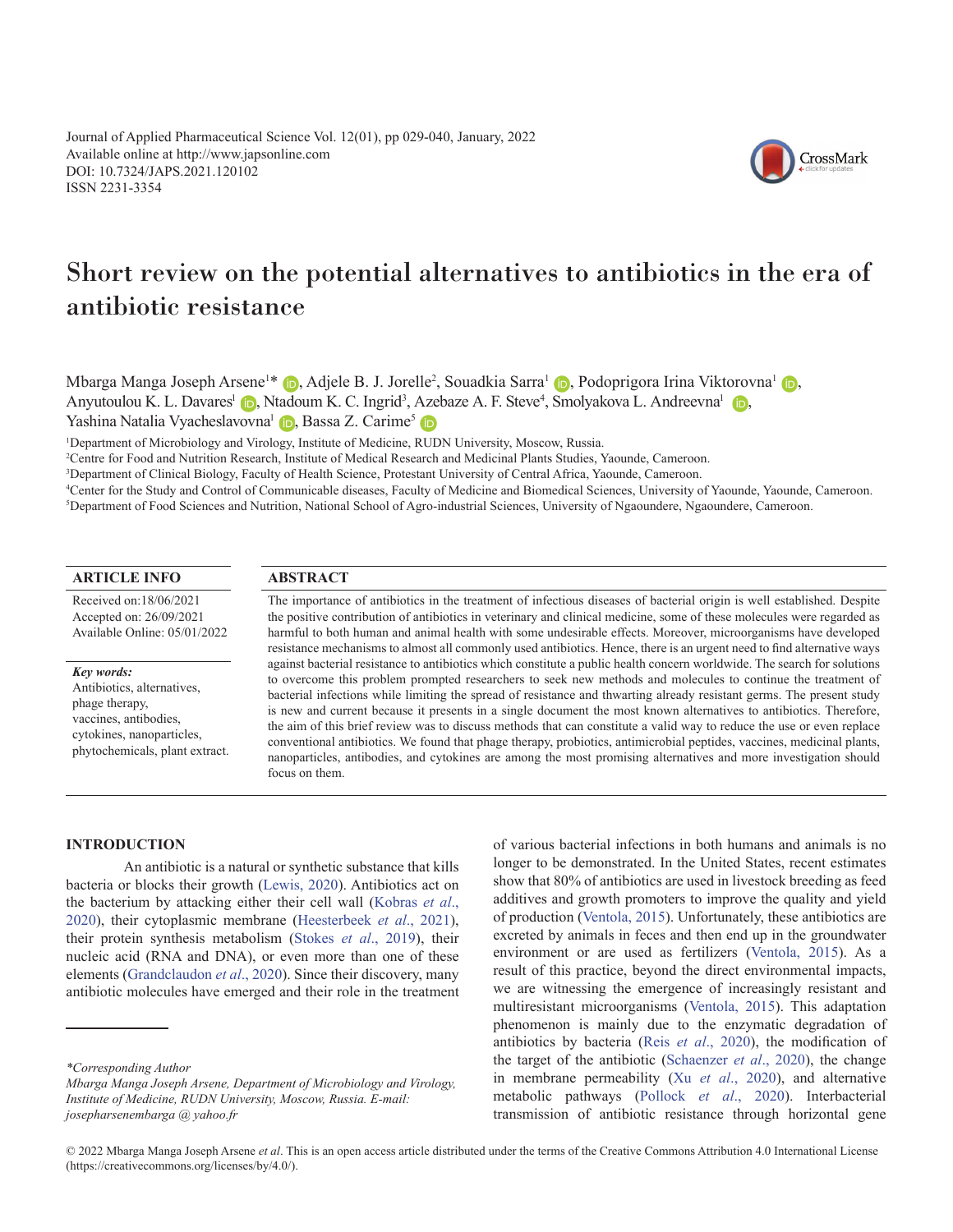Journal of Applied Pharmaceutical Science Vol. 12(01), pp 029-040, January, 2022
Available online at http://www.japsonline.com
DOI: 10.7324/JAPS.2021.120102
ISSN 2231-3354

# Short review on the potential alternatives to antibiotics in the era of antibiotic resistance

Mbarga Manga Joseph Arsene[1]*, Adjele B. J. Jorelle[2], Souadkia Sarra[1], Podoprigora Irina Viktorovna[1], Anyutoulou K. L. Davares[1], Ntadoum K. C. Ingrid[3], Azebaze A. F. Steve[4], Smolyakova L. Andreevna[1], Yashina Natalia Vyacheslavovna[1], Bassa Z. Carime[5]

[1]Department of Microbiology and Virology, Institute of Medicine, RUDN University, Moscow, Russia.
[2]Centre for Food and Nutrition Research, Institute of Medical Research and Medicinal Plants Studies, Yaounde, Cameroon.
[3]Department of Clinical Biology, Faculty of Health Science, Protestant University of Central Africa, Yaounde, Cameroon.
[4]Center for the Study and Control of Communicable diseases, Faculty of Medicine and Biomedical Sciences, University of Yaounde, Yaounde, Cameroon.
[5]Department of Food Sciences and Nutrition, National School of Agro-industrial Sciences, University of Ngaoundere, Ngaoundere, Cameroon.

## ARTICLE INFO

Received on:18/06/2021
Accepted on: 26/09/2021
Available Online: 05/01/2022

***Key words:***
Antibiotics, alternatives, phage therapy, vaccines, antibodies, cytokines, nanoparticles, phytochemicals, plant extract.

## ABSTRACT

The importance of antibiotics in the treatment of infectious diseases of bacterial origin is well established. Despite the positive contribution of antibiotics in veterinary and clinical medicine, some of these molecules were regarded as harmful to both human and animal health with some undesirable effects. Moreover, microorganisms have developed resistance mechanisms to almost all commonly used antibiotics. Hence, there is an urgent need to find alternative ways against bacterial resistance to antibiotics which constitute a public health concern worldwide. The search for solutions to overcome this problem prompted researchers to seek new methods and molecules to continue the treatment of bacterial infections while limiting the spread of resistance and thwarting already resistant germs. The present study is new and current because it presents in a single document the most known alternatives to antibiotics. Therefore, the aim of this brief review was to discuss methods that can constitute a valid way to reduce the use or even replace conventional antibiotics. We found that phage therapy, probiotics, antimicrobial peptides, vaccines, medicinal plants, nanoparticles, antibodies, and cytokines are among the most promising alternatives and more investigation should focus on them.

## INTRODUCTION

An antibiotic is a natural or synthetic substance that kills bacteria or blocks their growth (Lewis, 2020). Antibiotics act on the bacterium by attacking either their cell wall (Kobras *et al*., 2020), their cytoplasmic membrane (Heesterbeek *et al*., 2021), their protein synthesis metabolism (Stokes *et al*., 2019), their nucleic acid (RNA and DNA), or even more than one of these elements (Grandclaudon *et al*., 2020). Since their discovery, many antibiotic molecules have emerged and their role in the treatment of various bacterial infections in both humans and animals is no longer to be demonstrated. In the United States, recent estimates show that 80% of antibiotics are used in livestock breeding as feed additives and growth promoters to improve the quality and yield of production (Ventola, 2015). Unfortunately, these antibiotics are excreted by animals in feces and then end up in the groundwater environment or are used as fertilizers (Ventola, 2015). As a result of this practice, beyond the direct environmental impacts, we are witnessing the emergence of increasingly resistant and multiresistant microorganisms (Ventola, 2015). This adaptation phenomenon is mainly due to the enzymatic degradation of antibiotics by bacteria (Reis *et al*., 2020), the modification of the target of the antibiotic (Schaenzer *et al*., 2020), the change in membrane permeability (Xu *et al*., 2020), and alternative metabolic pathways (Pollock *et al*., 2020). Interbacterial transmission of antibiotic resistance through horizontal gene

*\*Corresponding Author*
*Mbarga Manga Joseph Arsene, Department of Microbiology and Virology, Institute of Medicine, RUDN University, Moscow, Russia. E-mail: josepharsenembarga @ yahoo.fr*

© 2022 Mbarga Manga Joseph Arsene *et al*. This is an open access article distributed under the terms of the Creative Commons Attribution 4.0 International License (https://creativecommons.org/licenses/by/4.0/).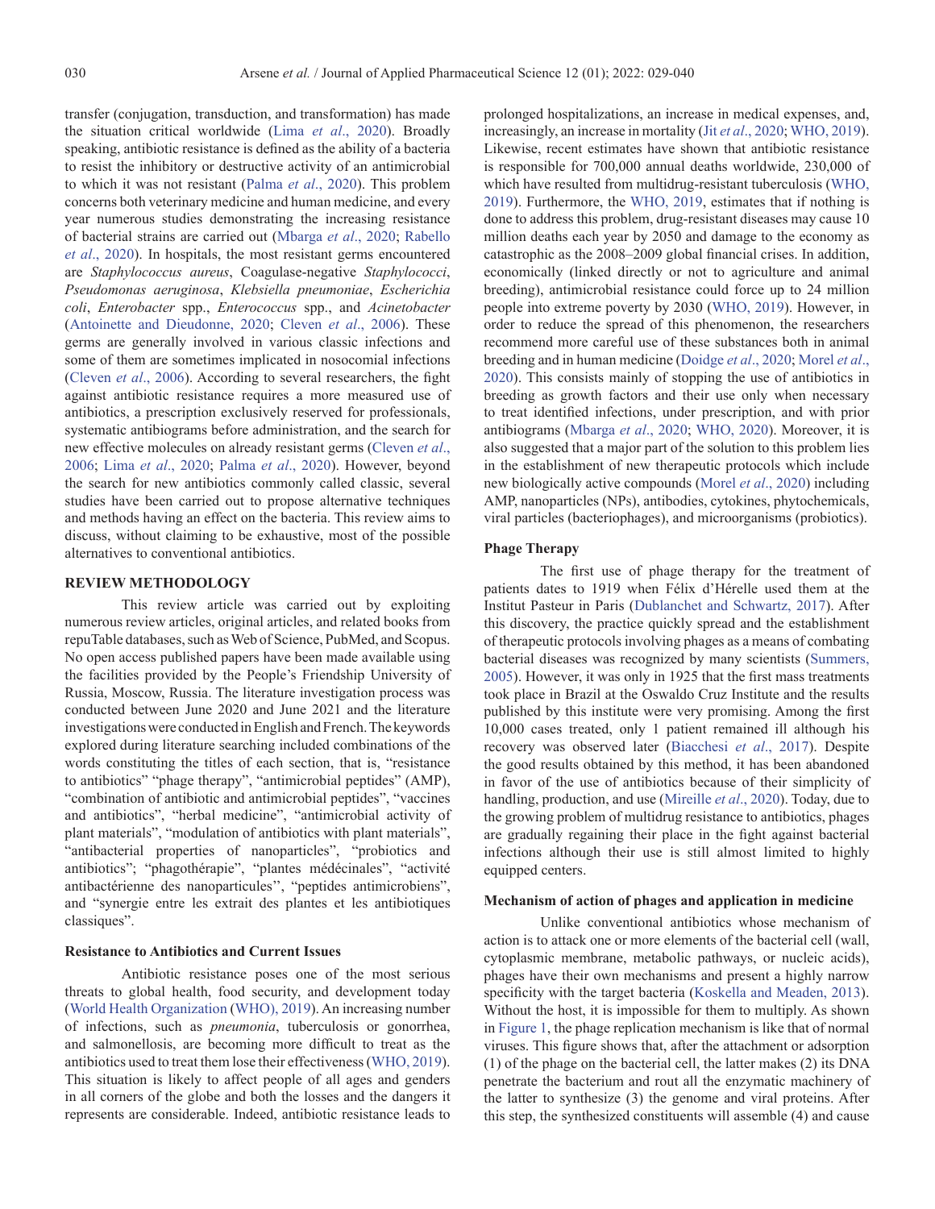transfer (conjugation, transduction, and transformation) has made the situation critical worldwide (Lima *et al*., 2020). Broadly speaking, antibiotic resistance is defined as the ability of a bacteria to resist the inhibitory or destructive activity of an antimicrobial to which it was not resistant (Palma *et al*., 2020). This problem concerns both veterinary medicine and human medicine, and every year numerous studies demonstrating the increasing resistance of bacterial strains are carried out (Mbarga *et al*., 2020; Rabello *et al*., 2020). In hospitals, the most resistant germs encountered are *Staphylococcus aureus*, Coagulase-negative *Staphylococci*, *Pseudomonas aeruginosa*, *Klebsiella pneumoniae*, *Escherichia coli*, *Enterobacter* spp., *Enterococcus* spp., and *Acinetobacter* (Antoinette and Dieudonne, 2020; Cleven *et al*., 2006). These germs are generally involved in various classic infections and some of them are sometimes implicated in nosocomial infections (Cleven *et al*., 2006). According to several researchers, the fight against antibiotic resistance requires a more measured use of antibiotics, a prescription exclusively reserved for professionals, systematic antibiograms before administration, and the search for new effective molecules on already resistant germs (Cleven *et al*., 2006; Lima *et al*., 2020; Palma *et al*., 2020). However, beyond the search for new antibiotics commonly called classic, several studies have been carried out to propose alternative techniques and methods having an effect on the bacteria. This review aims to discuss, without claiming to be exhaustive, most of the possible alternatives to conventional antibiotics.

## REVIEW METHODOLOGY

This review article was carried out by exploiting numerous review articles, original articles, and related books from repuTable databases, such as Web of Science, PubMed, and Scopus. No open access published papers have been made available using the facilities provided by the People's Friendship University of Russia, Moscow, Russia. The literature investigation process was conducted between June 2020 and June 2021 and the literature investigations were conducted in English and French. The keywords explored during literature searching included combinations of the words constituting the titles of each section, that is, "resistance to antibiotics" "phage therapy", "antimicrobial peptides" (AMP), "combination of antibiotic and antimicrobial peptides", "vaccines and antibiotics", "herbal medicine", "antimicrobial activity of plant materials", "modulation of antibiotics with plant materials", "antibacterial properties of nanoparticles", "probiotics and antibiotics"; "phagothérapie", "plantes médécinales", "activité antibactérienne des nanoparticules'', "peptides antimicrobiens", and "synergie entre les extrait des plantes et les antibiotiques classiques".

### Resistance to Antibiotics and Current Issues

Antibiotic resistance poses one of the most serious threats to global health, food security, and development today (World Health Organization (WHO), 2019). An increasing number of infections, such as *pneumonia*, tuberculosis or gonorrhea, and salmonellosis, are becoming more difficult to treat as the antibiotics used to treat them lose their effectiveness (WHO, 2019). This situation is likely to affect people of all ages and genders in all corners of the globe and both the losses and the dangers it represents are considerable. Indeed, antibiotic resistance leads to prolonged hospitalizations, an increase in medical expenses, and, increasingly, an increase in mortality (Jit *et al*., 2020; WHO, 2019). Likewise, recent estimates have shown that antibiotic resistance is responsible for 700,000 annual deaths worldwide, 230,000 of which have resulted from multidrug-resistant tuberculosis (WHO, 2019). Furthermore, the WHO, 2019, estimates that if nothing is done to address this problem, drug-resistant diseases may cause 10 million deaths each year by 2050 and damage to the economy as catastrophic as the 2008–2009 global financial crises. In addition, economically (linked directly or not to agriculture and animal breeding), antimicrobial resistance could force up to 24 million people into extreme poverty by 2030 (WHO, 2019). However, in order to reduce the spread of this phenomenon, the researchers recommend more careful use of these substances both in animal breeding and in human medicine (Doidge *et al*., 2020; Morel *et al*., 2020). This consists mainly of stopping the use of antibiotics in breeding as growth factors and their use only when necessary to treat identified infections, under prescription, and with prior antibiograms (Mbarga *et al*., 2020; WHO, 2020). Moreover, it is also suggested that a major part of the solution to this problem lies in the establishment of new therapeutic protocols which include new biologically active compounds (Morel *et al*., 2020) including AMP, nanoparticles (NPs), antibodies, cytokines, phytochemicals, viral particles (bacteriophages), and microorganisms (probiotics).

### Phage Therapy

The first use of phage therapy for the treatment of patients dates to 1919 when Félix d'Hérelle used them at the Institut Pasteur in Paris (Dublanchet and Schwartz, 2017). After this discovery, the practice quickly spread and the establishment of therapeutic protocols involving phages as a means of combating bacterial diseases was recognized by many scientists (Summers, 2005). However, it was only in 1925 that the first mass treatments took place in Brazil at the Oswaldo Cruz Institute and the results published by this institute were very promising. Among the first 10,000 cases treated, only 1 patient remained ill although his recovery was observed later (Biacchesi *et al*., 2017). Despite the good results obtained by this method, it has been abandoned in favor of the use of antibiotics because of their simplicity of handling, production, and use (Mireille *et al*., 2020). Today, due to the growing problem of multidrug resistance to antibiotics, phages are gradually regaining their place in the fight against bacterial infections although their use is still almost limited to highly equipped centers.

#### Mechanism of action of phages and application in medicine

Unlike conventional antibiotics whose mechanism of action is to attack one or more elements of the bacterial cell (wall, cytoplasmic membrane, metabolic pathways, or nucleic acids), phages have their own mechanisms and present a highly narrow specificity with the target bacteria (Koskella and Meaden, 2013). Without the host, it is impossible for them to multiply. As shown in Figure 1, the phage replication mechanism is like that of normal viruses. This figure shows that, after the attachment or adsorption (1) of the phage on the bacterial cell, the latter makes (2) its DNA penetrate the bacterium and rout all the enzymatic machinery of the latter to synthesize (3) the genome and viral proteins. After this step, the synthesized constituents will assemble (4) and cause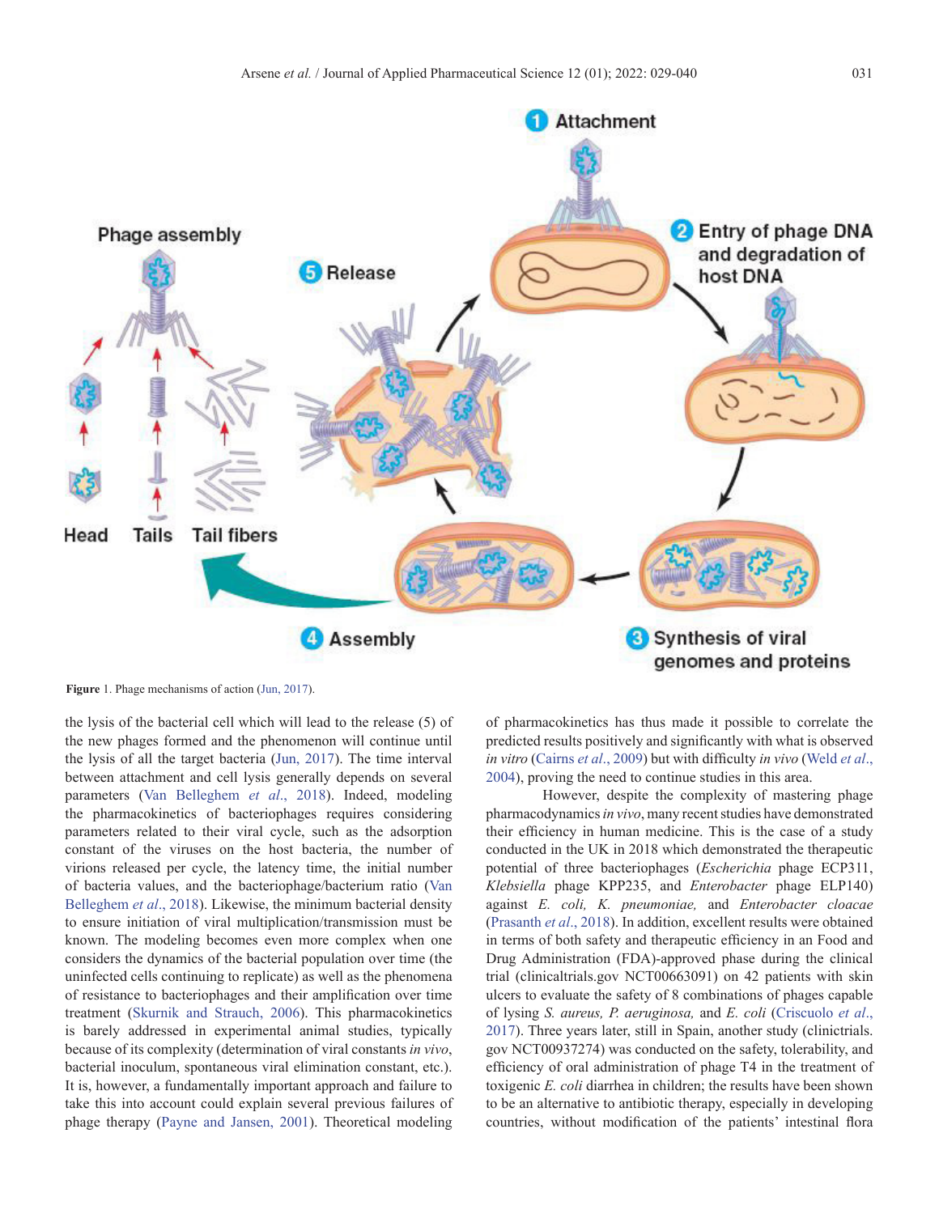Figure 1. Phage mechanisms of action (Jun, 2017).

the lysis of the bacterial cell which will lead to the release (5) of the new phages formed and the phenomenon will continue until the lysis of all the target bacteria (Jun, 2017). The time interval between attachment and cell lysis generally depends on several parameters (Van Belleghem *et al*., 2018). Indeed, modeling the pharmacokinetics of bacteriophages requires considering parameters related to their viral cycle, such as the adsorption constant of the viruses on the host bacteria, the number of virions released per cycle, the latency time, the initial number of bacteria values, and the bacteriophage/bacterium ratio (Van Belleghem *et al*., 2018). Likewise, the minimum bacterial density to ensure initiation of viral multiplication/transmission must be known. The modeling becomes even more complex when one considers the dynamics of the bacterial population over time (the uninfected cells continuing to replicate) as well as the phenomena of resistance to bacteriophages and their amplification over time treatment (Skurnik and Strauch, 2006). This pharmacokinetics is barely addressed in experimental animal studies, typically because of its complexity (determination of viral constants *in vivo*, bacterial inoculum, spontaneous viral elimination constant, etc.). It is, however, a fundamentally important approach and failure to take this into account could explain several previous failures of phage therapy (Payne and Jansen, 2001). Theoretical modeling of pharmacokinetics has thus made it possible to correlate the predicted results positively and significantly with what is observed *in vitro* (Cairns *et al*., 2009) but with difficulty *in vivo* (Weld *et al*., 2004), proving the need to continue studies in this area.

However, despite the complexity of mastering phage pharmacodynamics *in vivo*, many recent studies have demonstrated their efficiency in human medicine. This is the case of a study conducted in the UK in 2018 which demonstrated the therapeutic potential of three bacteriophages (*Escherichia* phage ECP311, *Klebsiella* phage KPP235, and *Enterobacter* phage ELP140) against *E. coli, K. pneumoniae,* and *Enterobacter cloacae* (Prasanth *et al*., 2018). In addition, excellent results were obtained in terms of both safety and therapeutic efficiency in an Food and Drug Administration (FDA)-approved phase during the clinical trial (clinicaltrials.gov NCT00663091) on 42 patients with skin ulcers to evaluate the safety of 8 combinations of phages capable of lysing *S. aureus, P. aeruginosa,* and *E. coli* (Criscuolo *et al*., 2017). Three years later, still in Spain, another study (clinictrials.gov NCT00937274) was conducted on the safety, tolerability, and efficiency of oral administration of phage T4 in the treatment of toxigenic *E. coli* diarrhea in children; the results have been shown to be an alternative to antibiotic therapy, especially in developing countries, without modification of the patients' intestinal flora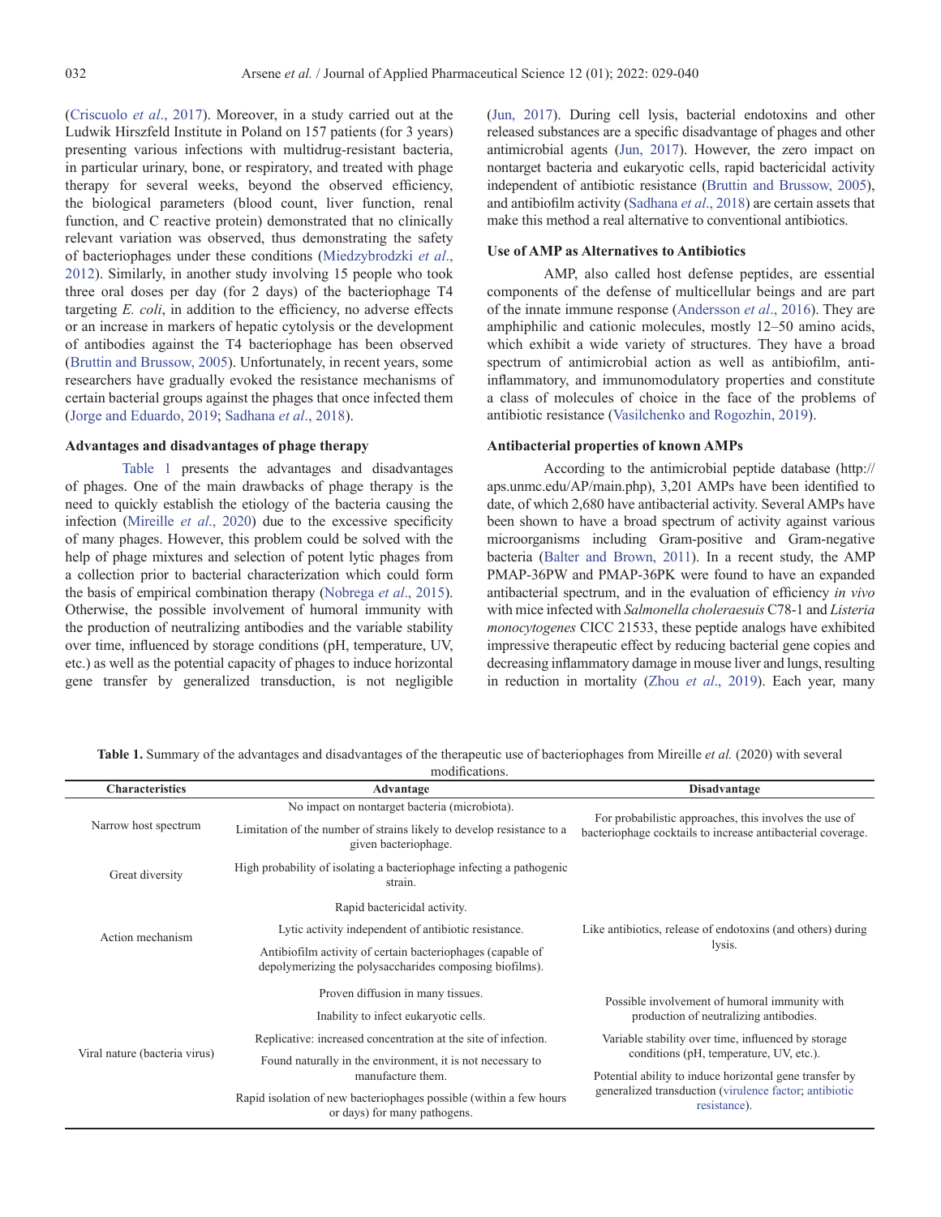(Criscuolo *et al*., 2017). Moreover, in a study carried out at the Ludwik Hirszfeld Institute in Poland on 157 patients (for 3 years) presenting various infections with multidrug-resistant bacteria, in particular urinary, bone, or respiratory, and treated with phage therapy for several weeks, beyond the observed efficiency, the biological parameters (blood count, liver function, renal function, and C reactive protein) demonstrated that no clinically relevant variation was observed, thus demonstrating the safety of bacteriophages under these conditions (Miedzybrodzki *et al*., 2012). Similarly, in another study involving 15 people who took three oral doses per day (for 2 days) of the bacteriophage T4 targeting *E. coli*, in addition to the efficiency, no adverse effects or an increase in markers of hepatic cytolysis or the development of antibodies against the T4 bacteriophage has been observed (Bruttin and Brussow, 2005). Unfortunately, in recent years, some researchers have gradually evoked the resistance mechanisms of certain bacterial groups against the phages that once infected them (Jorge and Eduardo, 2019; Sadhana *et al*., 2018).

### Advantages and disadvantages of phage therapy

Table 1 presents the advantages and disadvantages of phages. One of the main drawbacks of phage therapy is the need to quickly establish the etiology of the bacteria causing the infection (Mireille *et al*., 2020) due to the excessive specificity of many phages. However, this problem could be solved with the help of phage mixtures and selection of potent lytic phages from a collection prior to bacterial characterization which could form the basis of empirical combination therapy (Nobrega *et al*., 2015). Otherwise, the possible involvement of humoral immunity with the production of neutralizing antibodies and the variable stability over time, influenced by storage conditions (pH, temperature, UV, etc.) as well as the potential capacity of phages to induce horizontal gene transfer by generalized transduction, is not negligible (Jun, 2017). During cell lysis, bacterial endotoxins and other released substances are a specific disadvantage of phages and other antimicrobial agents (Jun, 2017). However, the zero impact on nontarget bacteria and eukaryotic cells, rapid bactericidal activity independent of antibiotic resistance (Bruttin and Brussow, 2005), and antibiofilm activity (Sadhana *et al*., 2018) are certain assets that make this method a real alternative to conventional antibiotics.

### Use of AMP as Alternatives to Antibiotics

AMP, also called host defense peptides, are essential components of the defense of multicellular beings and are part of the innate immune response (Andersson *et al*., 2016). They are amphiphilic and cationic molecules, mostly 12–50 amino acids, which exhibit a wide variety of structures. They have a broad spectrum of antimicrobial action as well as antibiofilm, anti-inflammatory, and immunomodulatory properties and constitute a class of molecules of choice in the face of the problems of antibiotic resistance (Vasilchenko and Rogozhin, 2019).

### Antibacterial properties of known AMPs

According to the antimicrobial peptide database (http://aps.unmc.edu/AP/main.php), 3,201 AMPs have been identified to date, of which 2,680 have antibacterial activity. Several AMPs have been shown to have a broad spectrum of activity against various microorganisms including Gram-positive and Gram-negative bacteria (Balter and Brown, 2011). In a recent study, the AMP PMAP-36PW and PMAP-36PK were found to have an expanded antibacterial spectrum, and in the evaluation of efficiency *in vivo* with mice infected with *Salmonella choleraesuis* C78-1 and *Listeria monocytogenes* CICC 21533, these peptide analogs have exhibited impressive therapeutic effect by reducing bacterial gene copies and decreasing inflammatory damage in mouse liver and lungs, resulting in reduction in mortality (Zhou *et al*., 2019). Each year, many

**Table 1.** Summary of the advantages and disadvantages of the therapeutic use of bacteriophages from Mireille *et al.* (2020) with several modifications.

| Characteristics | Advantage | Disadvantage |
|---|---|---|
| Narrow host spectrum | No impact on nontarget bacteria (microbiota). | For probabilistic approaches, this involves the use of bacteriophage cocktails to increase antibacterial coverage. |
| | Limitation of the number of strains likely to develop resistance to a given bacteriophage. | |
| Great diversity | High probability of isolating a bacteriophage infecting a pathogenic strain. | |
| Action mechanism | Rapid bactericidal activity. | Like antibiotics, release of endotoxins (and others) during lysis. |
| | Lytic activity independent of antibiotic resistance. | |
| | Antibiofilm activity of certain bacteriophages (capable of depolymerizing the polysaccharides composing biofilms). | |
| Viral nature (bacteria virus) | Proven diffusion in many tissues. | Possible involvement of humoral immunity with production of neutralizing antibodies. |
| | Inability to infect eukaryotic cells. | |
| | Replicative: increased concentration at the site of infection. | Variable stability over time, influenced by storage conditions (pH, temperature, UV, etc.). |
| | Found naturally in the environment, it is not necessary to manufacture them. | Potential ability to induce horizontal gene transfer by generalized transduction (virulence factor; antibiotic resistance). |
| | Rapid isolation of new bacteriophages possible (within a few hours or days) for many pathogens. | |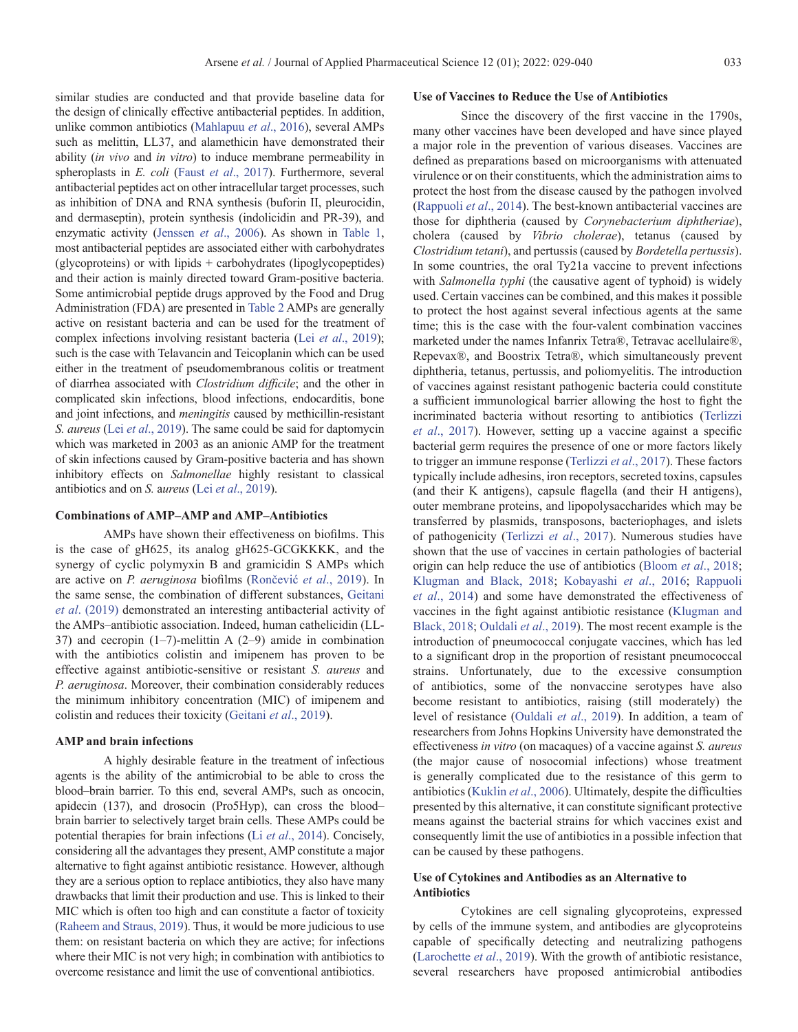similar studies are conducted and that provide baseline data for the design of clinically effective antibacterial peptides. In addition, unlike common antibiotics (Mahlapuu *et al*., 2016), several AMPs such as melittin, LL37, and alamethicin have demonstrated their ability (*in vivo* and *in vitro*) to induce membrane permeability in spheroplasts in *E. coli* (Faust *et al*., 2017). Furthermore, several antibacterial peptides act on other intracellular target processes, such as inhibition of DNA and RNA synthesis (buforin II, pleurocidin, and dermaseptin), protein synthesis (indolicidin and PR-39), and enzymatic activity (Jenssen *et al*., 2006). As shown in Table 1, most antibacterial peptides are associated either with carbohydrates (glycoproteins) or with lipids + carbohydrates (lipoglycopeptides) and their action is mainly directed toward Gram-positive bacteria. Some antimicrobial peptide drugs approved by the Food and Drug Administration (FDA) are presented in Table 2 AMPs are generally active on resistant bacteria and can be used for the treatment of complex infections involving resistant bacteria (Lei *et al*., 2019); such is the case with Telavancin and Teicoplanin which can be used either in the treatment of pseudomembranous colitis or treatment of diarrhea associated with *Clostridium difficile*; and the other in complicated skin infections, blood infections, endocarditis, bone and joint infections, and *meningitis* caused by methicillin-resistant *S. aureus* (Lei *et al*., 2019). The same could be said for daptomycin which was marketed in 2003 as an anionic AMP for the treatment of skin infections caused by Gram-positive bacteria and has shown inhibitory effects on *Salmonellae* highly resistant to classical antibiotics and on *S.* a*ureus* (Lei *et al*., 2019).

#### Combinations of AMP–AMP and AMP–Antibiotics

AMPs have shown their effectiveness on biofilms. This is the case of gH625, its analog gH625-GCGKKKK, and the synergy of cyclic polymyxin B and gramicidin S AMPs which are active on *P. aeruginosa* biofilms (Rončević *et al*., 2019). In the same sense, the combination of different substances, Geitani *et al*. (2019) demonstrated an interesting antibacterial activity of the AMPs–antibiotic association. Indeed, human cathelicidin (LL-37) and cecropin (1–7)-melittin A (2–9) amide in combination with the antibiotics colistin and imipenem has proven to be effective against antibiotic-sensitive or resistant *S. aureus* and *P. aeruginosa*. Moreover, their combination considerably reduces the minimum inhibitory concentration (MIC) of imipenem and colistin and reduces their toxicity (Geitani *et al*., 2019).

#### AMP and brain infections

A highly desirable feature in the treatment of infectious agents is the ability of the antimicrobial to be able to cross the blood–brain barrier. To this end, several AMPs, such as oncocin, apidecin (137), and drosocin (Pro5Hyp), can cross the blood–brain barrier to selectively target brain cells. These AMPs could be potential therapies for brain infections (Li *et al*., 2014). Concisely, considering all the advantages they present, AMP constitute a major alternative to fight against antibiotic resistance. However, although they are a serious option to replace antibiotics, they also have many drawbacks that limit their production and use. This is linked to their MIC which is often too high and can constitute a factor of toxicity (Raheem and Straus, 2019). Thus, it would be more judicious to use them: on resistant bacteria on which they are active; for infections where their MIC is not very high; in combination with antibiotics to overcome resistance and limit the use of conventional antibiotics.

#### Use of Vaccines to Reduce the Use of Antibiotics

Since the discovery of the first vaccine in the 1790s, many other vaccines have been developed and have since played a major role in the prevention of various diseases. Vaccines are defined as preparations based on microorganisms with attenuated virulence or on their constituents, which the administration aims to protect the host from the disease caused by the pathogen involved (Rappuoli *et al*., 2014). The best-known antibacterial vaccines are those for diphtheria (caused by *Corynebacterium diphtheriae*), cholera (caused by *Vibrio cholerae*), tetanus (caused by *Clostridium tetani*), and pertussis (caused by *Bordetella pertussis*). In some countries, the oral Ty21a vaccine to prevent infections with *Salmonella typhi* (the causative agent of typhoid) is widely used. Certain vaccines can be combined, and this makes it possible to protect the host against several infectious agents at the same time; this is the case with the four-valent combination vaccines marketed under the names Infanrix Tetra®, Tetravac acellulaire®, Repevax®, and Boostrix Tetra®, which simultaneously prevent diphtheria, tetanus, pertussis, and poliomyelitis. The introduction of vaccines against resistant pathogenic bacteria could constitute a sufficient immunological barrier allowing the host to fight the incriminated bacteria without resorting to antibiotics (Terlizzi *et al*., 2017). However, setting up a vaccine against a specific bacterial germ requires the presence of one or more factors likely to trigger an immune response (Terlizzi *et al*., 2017). These factors typically include adhesins, iron receptors, secreted toxins, capsules (and their K antigens), capsule flagella (and their H antigens), outer membrane proteins, and lipopolysaccharides which may be transferred by plasmids, transposons, bacteriophages, and islets of pathogenicity (Terlizzi *et al*., 2017). Numerous studies have shown that the use of vaccines in certain pathologies of bacterial origin can help reduce the use of antibiotics (Bloom *et al*., 2018; Klugman and Black, 2018; Kobayashi *et al*., 2016; Rappuoli *et al*., 2014) and some have demonstrated the effectiveness of vaccines in the fight against antibiotic resistance (Klugman and Black, 2018; Ouldali *et al*., 2019). The most recent example is the introduction of pneumococcal conjugate vaccines, which has led to a significant drop in the proportion of resistant pneumococcal strains. Unfortunately, due to the excessive consumption of antibiotics, some of the nonvaccine serotypes have also become resistant to antibiotics, raising (still moderately) the level of resistance (Ouldali *et al*., 2019). In addition, a team of researchers from Johns Hopkins University have demonstrated the effectiveness *in vitro* (on macaques) of a vaccine against *S. aureus* (the major cause of nosocomial infections) whose treatment is generally complicated due to the resistance of this germ to antibiotics (Kuklin *et al*., 2006). Ultimately, despite the difficulties presented by this alternative, it can constitute significant protective means against the bacterial strains for which vaccines exist and consequently limit the use of antibiotics in a possible infection that can be caused by these pathogens.

#### Use of Cytokines and Antibodies as an Alternative to Antibiotics

Cytokines are cell signaling glycoproteins, expressed by cells of the immune system, and antibodies are glycoproteins capable of specifically detecting and neutralizing pathogens (Larochette *et al*., 2019). With the growth of antibiotic resistance, several researchers have proposed antimicrobial antibodies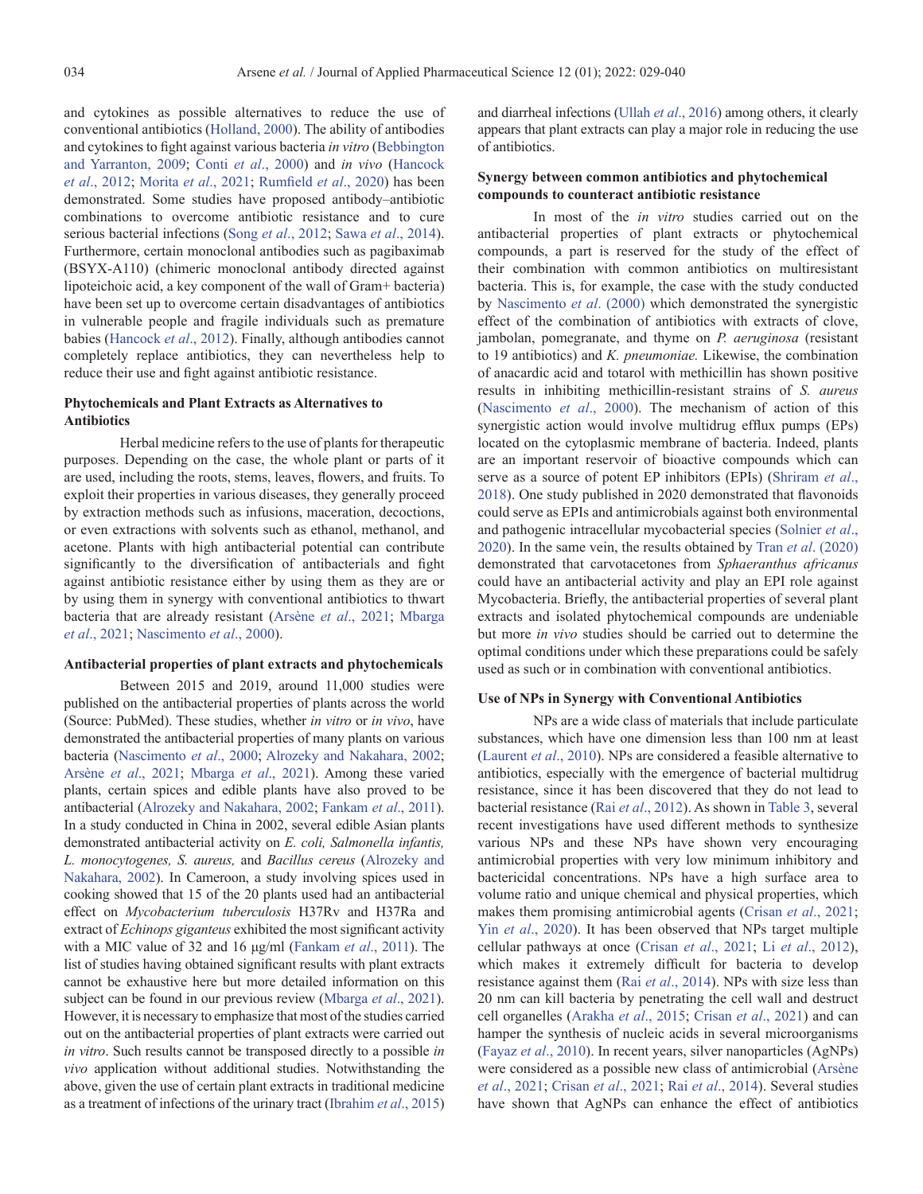and cytokines as possible alternatives to reduce the use of conventional antibiotics (Holland, 2000). The ability of antibodies and cytokines to fight against various bacteria *in vitro* (Bebbington and Yarranton, 2009; Conti *et al*., 2000) and *in vivo* (Hancock *et al*., 2012; Morita *et al*., 2021; Rumfield *et al*., 2020) has been demonstrated. Some studies have proposed antibody–antibiotic combinations to overcome antibiotic resistance and to cure serious bacterial infections (Song *et al*., 2012; Sawa *et al*., 2014). Furthermore, certain monoclonal antibodies such as pagibaximab (BSYX-A110) (chimeric monoclonal antibody directed against lipoteichoic acid, a key component of the wall of Gram+ bacteria) have been set up to overcome certain disadvantages of antibiotics in vulnerable people and fragile individuals such as premature babies (Hancock *et al*., 2012). Finally, although antibodies cannot completely replace antibiotics, they can nevertheless help to reduce their use and fight against antibiotic resistance.

## Phytochemicals and Plant Extracts as Alternatives to Antibiotics

Herbal medicine refers to the use of plants for therapeutic purposes. Depending on the case, the whole plant or parts of it are used, including the roots, stems, leaves, flowers, and fruits. To exploit their properties in various diseases, they generally proceed by extraction methods such as infusions, maceration, decoctions, or even extractions with solvents such as ethanol, methanol, and acetone. Plants with high antibacterial potential can contribute significantly to the diversification of antibacterials and fight against antibiotic resistance either by using them as they are or by using them in synergy with conventional antibiotics to thwart bacteria that are already resistant (Arsène *et al*., 2021; Mbarga *et al*., 2021; Nascimento *et al*., 2000).

### Antibacterial properties of plant extracts and phytochemicals

Between 2015 and 2019, around 11,000 studies were published on the antibacterial properties of plants across the world (Source: PubMed). These studies, whether *in vitro* or *in vivo*, have demonstrated the antibacterial properties of many plants on various bacteria (Nascimento *et al*., 2000; Alrozeky and Nakahara, 2002; Arsène *et al*., 2021; Mbarga *et al*., 2021). Among these varied plants, certain spices and edible plants have also proved to be antibacterial (Alrozeky and Nakahara, 2002; Fankam *et al*., 2011). In a study conducted in China in 2002, several edible Asian plants demonstrated antibacterial activity on *E. coli, Salmonella infantis, L. monocytogenes, S. aureus,* and *Bacillus cereus* (Alrozeky and Nakahara, 2002). In Cameroon, a study involving spices used in cooking showed that 15 of the 20 plants used had an antibacterial effect on *Mycobacterium tuberculosis* H37Rv and H37Ra and extract of *Echinops giganteus* exhibited the most significant activity with a MIC value of 32 and 16 µg/ml (Fankam *et al*., 2011). The list of studies having obtained significant results with plant extracts cannot be exhaustive here but more detailed information on this subject can be found in our previous review (Mbarga *et al*., 2021). However, it is necessary to emphasize that most of the studies carried out on the antibacterial properties of plant extracts were carried out *in vitro*. Such results cannot be transposed directly to a possible *in vivo* application without additional studies. Notwithstanding the above, given the use of certain plant extracts in traditional medicine as a treatment of infections of the urinary tract (Ibrahim *et al*., 2015) and diarrheal infections (Ullah *et al*., 2016) among others, it clearly appears that plant extracts can play a major role in reducing the use of antibiotics.

### Synergy between common antibiotics and phytochemical compounds to counteract antibiotic resistance

In most of the *in vitro* studies carried out on the antibacterial properties of plant extracts or phytochemical compounds, a part is reserved for the study of the effect of their combination with common antibiotics on multiresistant bacteria. This is, for example, the case with the study conducted by Nascimento *et al*. (2000) which demonstrated the synergistic effect of the combination of antibiotics with extracts of clove, jambolan, pomegranate, and thyme on *P. aeruginosa* (resistant to 19 antibiotics) and *K. pneumoniae.* Likewise, the combination of anacardic acid and totarol with methicillin has shown positive results in inhibiting methicillin-resistant strains of *S. aureus* (Nascimento *et al*., 2000). The mechanism of action of this synergistic action would involve multidrug efflux pumps (EPs) located on the cytoplasmic membrane of bacteria. Indeed, plants are an important reservoir of bioactive compounds which can serve as a source of potent EP inhibitors (EPIs) (Shriram *et al*., 2018). One study published in 2020 demonstrated that flavonoids could serve as EPIs and antimicrobials against both environmental and pathogenic intracellular mycobacterial species (Solnier *et al*., 2020). In the same vein, the results obtained by Tran *et al*. (2020) demonstrated that carvotacetones from *Sphaeranthus africanus* could have an antibacterial activity and play an EPI role against Mycobacteria. Briefly, the antibacterial properties of several plant extracts and isolated phytochemical compounds are undeniable but more *in vivo* studies should be carried out to determine the optimal conditions under which these preparations could be safely used as such or in combination with conventional antibiotics.

## Use of NPs in Synergy with Conventional Antibiotics

NPs are a wide class of materials that include particulate substances, which have one dimension less than 100 nm at least (Laurent *et al*., 2010). NPs are considered a feasible alternative to antibiotics, especially with the emergence of bacterial multidrug resistance, since it has been discovered that they do not lead to bacterial resistance (Rai *et al*., 2012). As shown in Table 3, several recent investigations have used different methods to synthesize various NPs and these NPs have shown very encouraging antimicrobial properties with very low minimum inhibitory and bactericidal concentrations. NPs have a high surface area to volume ratio and unique chemical and physical properties, which makes them promising antimicrobial agents (Crisan *et al*., 2021; Yin *et al*., 2020). It has been observed that NPs target multiple cellular pathways at once (Crisan *et al*., 2021; Li *et al*., 2012), which makes it extremely difficult for bacteria to develop resistance against them (Rai *et al*., 2014). NPs with size less than 20 nm can kill bacteria by penetrating the cell wall and destruct cell organelles (Arakha *et al*., 2015; Crisan *et al*., 2021) and can hamper the synthesis of nucleic acids in several microorganisms (Fayaz *et al*., 2010). In recent years, silver nanoparticles (AgNPs) were considered as a possible new class of antimicrobial (Arsène *et al*., 2021; Crisan *et al*., 2021; Rai *et al*., 2014). Several studies have shown that AgNPs can enhance the effect of antibiotics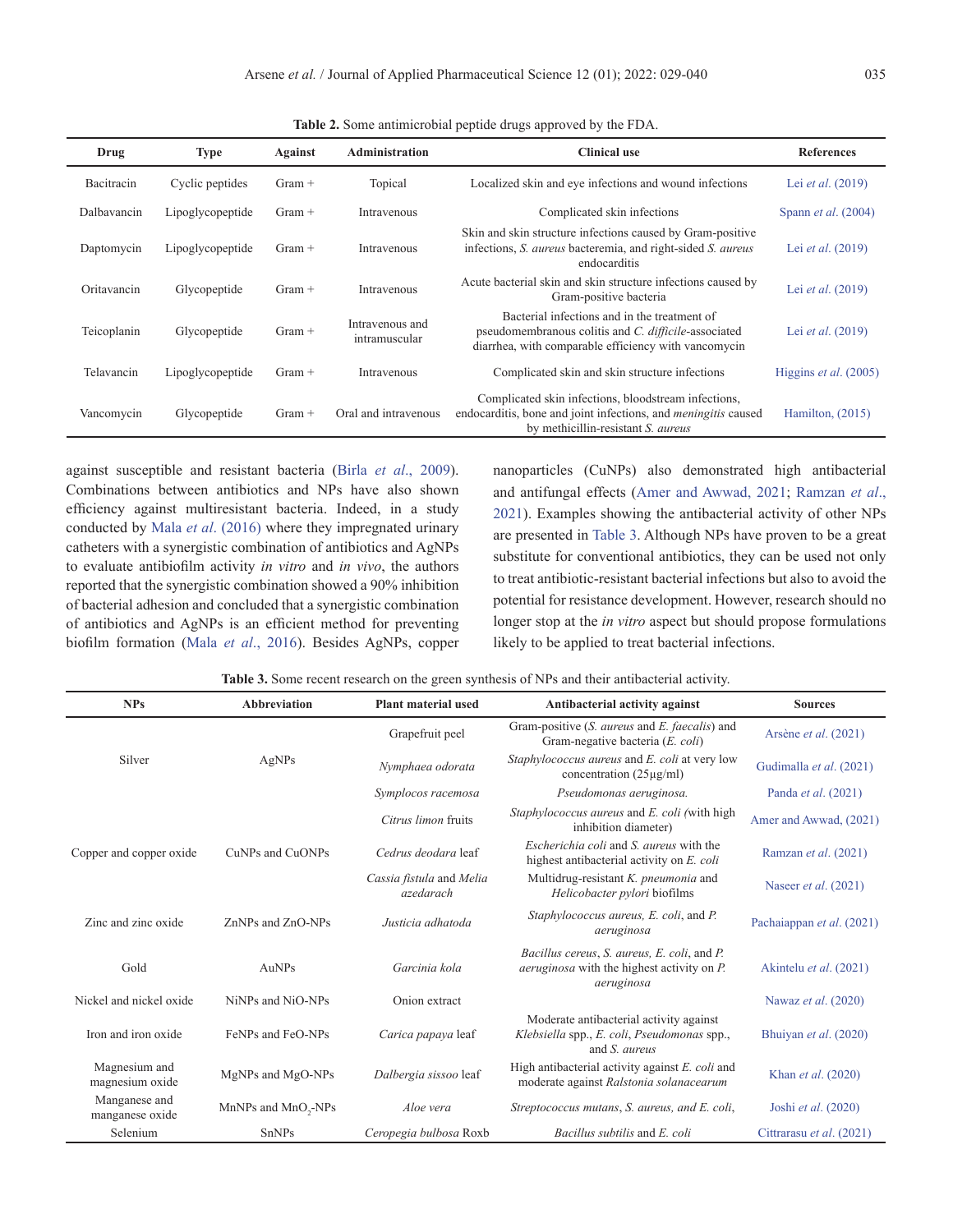**Table 2.** Some antimicrobial peptide drugs approved by the FDA.

| Drug | Type | Against | Administration | Clinical use | References |
|---|---|---|---|---|---|
| Bacitracin | Cyclic peptides | Gram + | Topical | Localized skin and eye infections and wound infections | Lei *et al*. (2019) |
| Dalbavancin | Lipoglycopeptide | Gram + | Intravenous | Complicated skin infections | Spann *et al*. (2004) |
| Daptomycin | Lipoglycopeptide | Gram + | Intravenous | Skin and skin structure infections caused by Gram-positive infections, *S. aureus* bacteremia, and right-sided *S. aureus* endocarditis | Lei *et al*. (2019) |
| Oritavancin | Glycopeptide | Gram + | Intravenous | Acute bacterial skin and skin structure infections caused by Gram-positive bacteria | Lei *et al*. (2019) |
| Teicoplanin | Glycopeptide | Gram + | Intravenous and intramuscular | Bacterial infections and in the treatment of pseudomembranous colitis and *C. difficile*-associated diarrhea, with comparable efficiency with vancomycin | Lei *et al*. (2019) |
| Telavancin | Lipoglycopeptide | Gram + | Intravenous | Complicated skin and skin structure infections | Higgins *et al*. (2005) |
| Vancomycin | Glycopeptide | Gram + | Oral and intravenous | Complicated skin infections, bloodstream infections, endocarditis, bone and joint infections, and *meningitis* caused by methicillin-resistant *S. aureus* | Hamilton, (2015) |

against susceptible and resistant bacteria (Birla *et al*., 2009). Combinations between antibiotics and NPs have also shown efficiency against multiresistant bacteria. Indeed, in a study conducted by Mala *et al*. (2016) where they impregnated urinary catheters with a synergistic combination of antibiotics and AgNPs to evaluate antibiofilm activity *in vitro* and *in vivo*, the authors reported that the synergistic combination showed a 90% inhibition of bacterial adhesion and concluded that a synergistic combination of antibiotics and AgNPs is an efficient method for preventing biofilm formation (Mala *et al*., 2016). Besides AgNPs, copper nanoparticles (CuNPs) also demonstrated high antibacterial and antifungal effects (Amer and Awwad, 2021; Ramzan *et al*., 2021). Examples showing the antibacterial activity of other NPs are presented in Table 3. Although NPs have proven to be a great substitute for conventional antibiotics, they can be used not only to treat antibiotic-resistant bacterial infections but also to avoid the potential for resistance development. However, research should no longer stop at the *in vitro* aspect but should propose formulations likely to be applied to treat bacterial infections.

**Table 3.** Some recent research on the green synthesis of NPs and their antibacterial activity.

| NPs | Abbreviation | Plant material used | Antibacterial activity against | Sources |
|---|---|---|---|---|
| Silver | AgNPs | Grapefruit peel | Gram-positive (*S. aureus* and *E. faecalis*) and Gram-negative bacteria (*E. coli*) | Arsène *et al*. (2021) |
| | | *Nymphaea odorata* | *Staphylococcus aureus* and *E. coli* at very low concentration (25µg/ml) | Gudimalla *et al*. (2021) |
| | | *Symplocos racemosa* | *Pseudomonas aeruginosa.* | Panda *et al*. (2021) |
| Copper and copper oxide | CuNPs and CuONPs | *Citrus limon* fruits | *Staphylococcus aureus* and *E. coli (*with high inhibition diameter) | Amer and Awwad, (2021) |
| | | *Cedrus deodara* leaf | *Escherichia coli* and *S. aureus* with the highest antibacterial activity on *E. coli* | Ramzan *et al*. (2021) |
| | | *Cassia fistula* and *Melia azedarach* | Multidrug-resistant *K. pneumonia* and *Helicobacter pylori* biofilms | Naseer *et al*. (2021) |
| Zinc and zinc oxide | ZnNPs and ZnO-NPs | *Justicia adhatoda* | *Staphylococcus aureus, E. coli*, and *P. aeruginosa* | Pachaiappan *et al*. (2021) |
| Gold | AuNPs | *Garcinia kola* | *Bacillus cereus*, *S. aureus, E. coli*, and *P. aeruginosa* with the highest activity on *P. aeruginosa* | Akintelu *et al*. (2021) |
| Nickel and nickel oxide | NiNPs and NiO-NPs | Onion extract | | Nawaz *et al*. (2020) |
| Iron and iron oxide | FeNPs and FeO-NPs | *Carica papaya* leaf | Moderate antibacterial activity against *Klebsiella* spp., *E. coli*, *Pseudomonas* spp., and *S. aureus* | Bhuiyan *et al*. (2020) |
| Magnesium and magnesium oxide | MgNPs and MgO-NPs | *Dalbergia sissoo* leaf | High antibacterial activity against *E. coli* and moderate against *Ralstonia solanacearum* | Khan *et al*. (2020) |
| Manganese and manganese oxide | MnNPs and $MnO_2$-NPs | *Aloe vera* | *Streptococcus mutans*, *S. aureus, and E. coli*, | Joshi *et al*. (2020) |
| Selenium | SnNPs | *Ceropegia bulbosa* Roxb | *Bacillus subtilis* and *E. coli* | Cittrarasu *et al*. (2021) |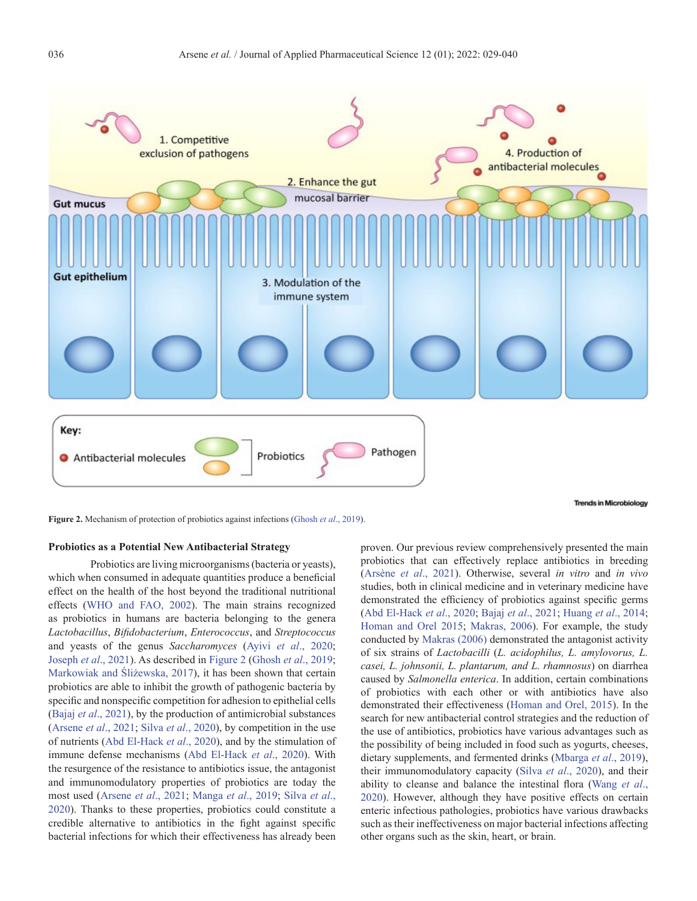Figure 2. Mechanism of protection of probiotics against infections (Ghosh *et al*., 2019).

### Probiotics as a Potential New Antibacterial Strategy

Probiotics are living microorganisms (bacteria or yeasts), which when consumed in adequate quantities produce a beneficial effect on the health of the host beyond the traditional nutritional effects (WHO and FAO, 2002). The main strains recognized as probiotics in humans are bacteria belonging to the genera *Lactobacillus*, *Bifidobacterium*, *Enterococcus*, and *Streptococcus* and yeasts of the genus *Saccharomyces* (Ayivi *et al*., 2020; Joseph *et al*., 2021). As described in Figure 2 (Ghosh *et al*., 2019; Markowiak and Śliżewska, 2017), it has been shown that certain probiotics are able to inhibit the growth of pathogenic bacteria by specific and nonspecific competition for adhesion to epithelial cells (Bajaj *et al*., 2021), by the production of antimicrobial substances (Arsene *et al*., 2021; Silva *et al*., 2020), by competition in the use of nutrients (Abd El-Hack *et al*., 2020), and by the stimulation of immune defense mechanisms (Abd El-Hack *et al*., 2020). With the resurgence of the resistance to antibiotics issue, the antagonist and immunomodulatory properties of probiotics are today the most used (Arsene *et al*., 2021; Manga *et al*., 2019; Silva *et al*., 2020). Thanks to these properties, probiotics could constitute a credible alternative to antibiotics in the fight against specific bacterial infections for which their effectiveness has already been proven. Our previous review comprehensively presented the main probiotics that can effectively replace antibiotics in breeding (Arsène *et al*., 2021). Otherwise, several *in vitro* and *in vivo* studies, both in clinical medicine and in veterinary medicine have demonstrated the efficiency of probiotics against specific germs (Abd El-Hack *et al*., 2020; Bajaj *et al*., 2021; Huang *et al*., 2014; Homan and Orel 2015; Makras, 2006). For example, the study conducted by Makras (2006) demonstrated the antagonist activity of six strains of *Lactobacilli* (*L. acidophilus, L. amylovorus, L. casei, L. johnsonii, L. plantarum, and L. rhamnosus*) on diarrhea caused by *Salmonella enterica*. In addition, certain combinations of probiotics with each other or with antibiotics have also demonstrated their effectiveness (Homan and Orel, 2015). In the search for new antibacterial control strategies and the reduction of the use of antibiotics, probiotics have various advantages such as the possibility of being included in food such as yogurts, cheeses, dietary supplements, and fermented drinks (Mbarga *et al*., 2019), their immunomodulatory capacity (Silva *et al*., 2020), and their ability to cleanse and balance the intestinal flora (Wang *et al*., 2020). However, although they have positive effects on certain enteric infectious pathologies, probiotics have various drawbacks such as their ineffectiveness on major bacterial infections affecting other organs such as the skin, heart, or brain.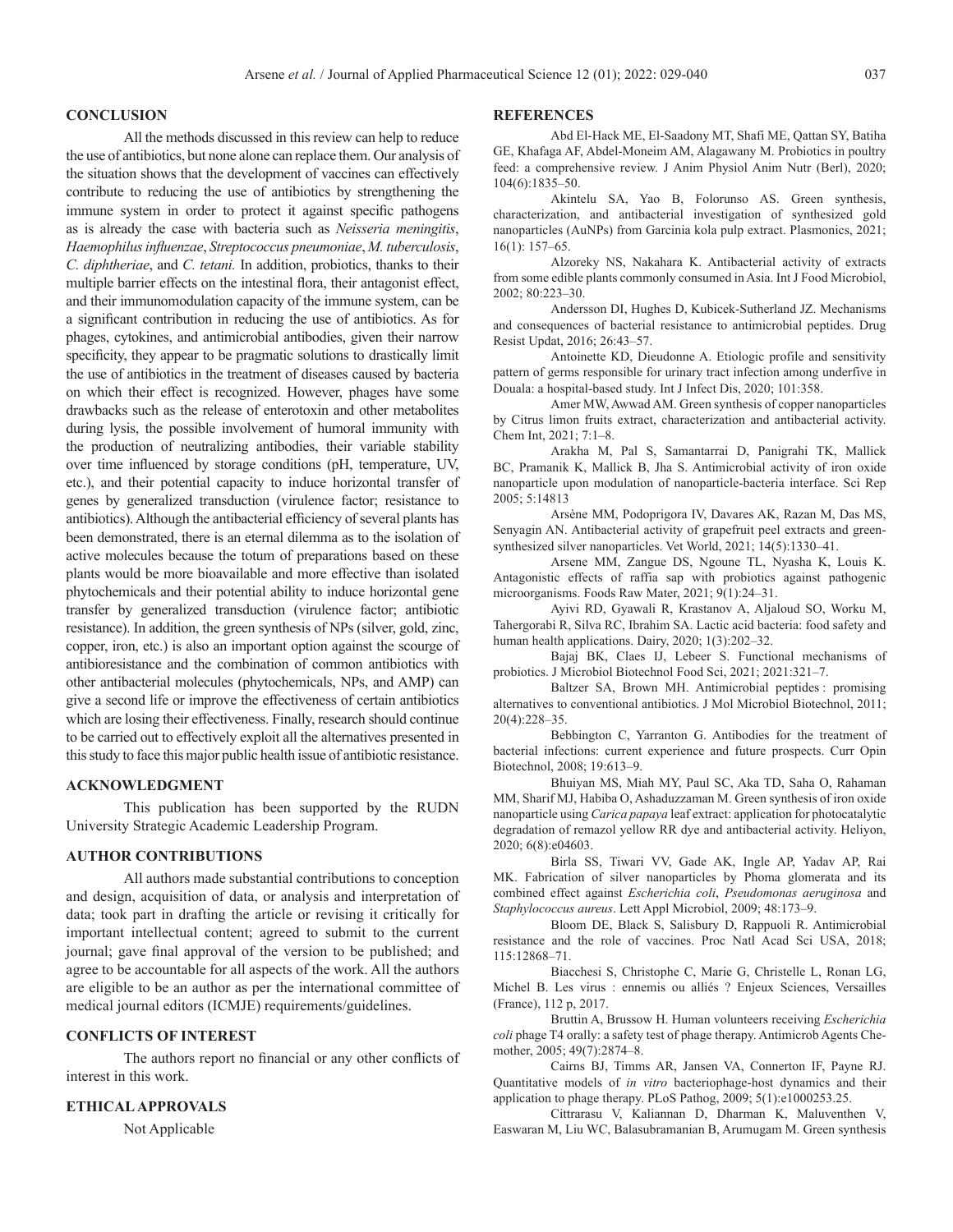## CONCLUSION

All the methods discussed in this review can help to reduce the use of antibiotics, but none alone can replace them. Our analysis of the situation shows that the development of vaccines can effectively contribute to reducing the use of antibiotics by strengthening the immune system in order to protect it against specific pathogens as is already the case with bacteria such as *Neisseria meningitis*, *Haemophilus influenzae*, *Streptococcus pneumoniae*, *M. tuberculosis*, *C. diphtheriae*, and *C. tetani.* In addition, probiotics, thanks to their multiple barrier effects on the intestinal flora, their antagonist effect, and their immunomodulation capacity of the immune system, can be a significant contribution in reducing the use of antibiotics. As for phages, cytokines, and antimicrobial antibodies, given their narrow specificity, they appear to be pragmatic solutions to drastically limit the use of antibiotics in the treatment of diseases caused by bacteria on which their effect is recognized. However, phages have some drawbacks such as the release of enterotoxin and other metabolites during lysis, the possible involvement of humoral immunity with the production of neutralizing antibodies, their variable stability over time influenced by storage conditions (pH, temperature, UV, etc.), and their potential capacity to induce horizontal transfer of genes by generalized transduction (virulence factor; resistance to antibiotics). Although the antibacterial efficiency of several plants has been demonstrated, there is an eternal dilemma as to the isolation of active molecules because the totum of preparations based on these plants would be more bioavailable and more effective than isolated phytochemicals and their potential ability to induce horizontal gene transfer by generalized transduction (virulence factor; antibiotic resistance). In addition, the green synthesis of NPs (silver, gold, zinc, copper, iron, etc.) is also an important option against the scourge of antibioresistance and the combination of common antibiotics with other antibacterial molecules (phytochemicals, NPs, and AMP) can give a second life or improve the effectiveness of certain antibiotics which are losing their effectiveness. Finally, research should continue to be carried out to effectively exploit all the alternatives presented in this study to face this major public health issue of antibiotic resistance.

## ACKNOWLEDGMENT

This publication has been supported by the RUDN University Strategic Academic Leadership Program.

## AUTHOR CONTRIBUTIONS

All authors made substantial contributions to conception and design, acquisition of data, or analysis and interpretation of data; took part in drafting the article or revising it critically for important intellectual content; agreed to submit to the current journal; gave final approval of the version to be published; and agree to be accountable for all aspects of the work. All the authors are eligible to be an author as per the international committee of medical journal editors (ICMJE) requirements/guidelines.

## CONFLICTS OF INTEREST

The authors report no financial or any other conflicts of interest in this work.

## ETHICAL APPROVALS

Not Applicable

## REFERENCES

Abd El-Hack ME, El-Saadony MT, Shafi ME, Qattan SY, Batiha GE, Khafaga AF, Abdel-Moneim AM, Alagawany M. Probiotics in poultry feed: a comprehensive review. J Anim Physiol Anim Nutr (Berl), 2020; 104(6):1835–50.

Akintelu SA, Yao B, Folorunso AS. Green synthesis, characterization, and antibacterial investigation of synthesized gold nanoparticles (AuNPs) from Garcinia kola pulp extract. Plasmonics, 2021; 16(1): 157–65.

Alzoreky NS, Nakahara K. Antibacterial activity of extracts from some edible plants commonly consumed in Asia. Int J Food Microbiol, 2002; 80:223–30.

Andersson DI, Hughes D, Kubicek-Sutherland JZ. Mechanisms and consequences of bacterial resistance to antimicrobial peptides. Drug Resist Updat, 2016; 26:43–57.

Antoinette KD, Dieudonne A. Etiologic profile and sensitivity pattern of germs responsible for urinary tract infection among underfive in Douala: a hospital-based study. Int J Infect Dis, 2020; 101:358.

Amer MW, Awwad AM. Green synthesis of copper nanoparticles by Citrus limon fruits extract, characterization and antibacterial activity. Chem Int, 2021; 7:1–8.

Arakha M, Pal S, Samantarrai D, Panigrahi TK, Mallick BC, Pramanik K, Mallick B, Jha S. Antimicrobial activity of iron oxide nanoparticle upon modulation of nanoparticle-bacteria interface. Sci Rep 2005; 5:14813

Arsène MM, Podoprigora IV, Davares AK, Razan M, Das MS, Senyagin AN. Antibacterial activity of grapefruit peel extracts and green-synthesized silver nanoparticles. Vet World, 2021; 14(5):1330–41.

Arsene MM, Zangue DS, Ngoune TL, Nyasha K, Louis K. Antagonistic effects of raffia sap with probiotics against pathogenic microorganisms. Foods Raw Mater, 2021; 9(1):24–31.

Ayivi RD, Gyawali R, Krastanov A, Aljaloud SO, Worku M, Tahergorabi R, Silva RC, Ibrahim SA. Lactic acid bacteria: food safety and human health applications. Dairy, 2020; 1(3):202–32.

Bajaj BK, Claes IJ, Lebeer S. Functional mechanisms of probiotics. J Microbiol Biotechnol Food Sci, 2021; 2021:321–7.

Baltzer SA, Brown MH. Antimicrobial peptides : promising alternatives to conventional antibiotics. J Mol Microbiol Biotechnol, 2011; 20(4):228–35.

Bebbington C, Yarranton G. Antibodies for the treatment of bacterial infections: current experience and future prospects. Curr Opin Biotechnol, 2008; 19:613–9.

Bhuiyan MS, Miah MY, Paul SC, Aka TD, Saha O, Rahaman MM, Sharif MJ, Habiba O, Ashaduzzaman M. Green synthesis of iron oxide nanoparticle using *Carica papaya* leaf extract: application for photocatalytic degradation of remazol yellow RR dye and antibacterial activity. Heliyon, 2020; 6(8):e04603.

Birla SS, Tiwari VV, Gade AK, Ingle AP, Yadav AP, Rai MK. Fabrication of silver nanoparticles by Phoma glomerata and its combined effect against *Escherichia coli*, *Pseudomonas aeruginosa* and *Staphylococcus aureus*. Lett Appl Microbiol, 2009; 48:173–9.

Bloom DE, Black S, Salisbury D, Rappuoli R. Antimicrobial resistance and the role of vaccines. Proc Natl Acad Sci USA, 2018; 115:12868–71.

Biacchesi S, Christophe C, Marie G, Christelle L, Ronan LG, Michel B. Les virus : ennemis ou alliés ? Enjeux Sciences, Versailles (France), 112 p, 2017.

Bruttin A, Brussow H. Human volunteers receiving *Escherichia coli* phage T4 orally: a safety test of phage therapy. Antimicrob Agents Chemother, 2005; 49(7):2874–8.

Cairns BJ, Timms AR, Jansen VA, Connerton IF, Payne RJ. Quantitative models of *in vitro* bacteriophage-host dynamics and their application to phage therapy. PLoS Pathog, 2009; 5(1):e1000253.25.

Cittrarasu V, Kaliannan D, Dharman K, Maluventhen V, Easwaran M, Liu WC, Balasubramanian B, Arumugam M. Green synthesis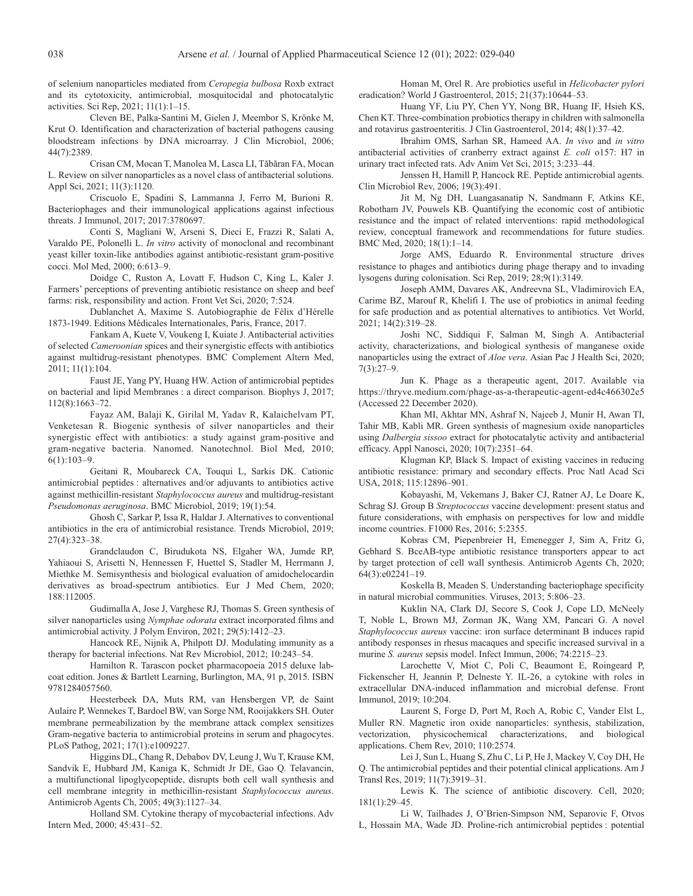of selenium nanoparticles mediated from *Ceropegia bulbosa* Roxb extract and its cytotoxicity, antimicrobial, mosquitocidal and photocatalytic activities. Sci Rep, 2021; 11(1):1–15.

Cleven BE, Palka-Santini M, Gielen J, Meembor S, Krönke M, Krut O. Identification and characterization of bacterial pathogens causing bloodstream infections by DNA microarray. J Clin Microbiol, 2006; 44(7):2389.

Crisan CM, Mocan T, Manolea M, Lasca LI, Tăbăran FA, Mocan L. Review on silver nanoparticles as a novel class of antibacterial solutions. Appl Sci, 2021; 11(3):1120.

Criscuolo E, Spadini S, Lammanna J, Ferro M, Burioni R. Bacteriophages and their immunological applications against infectious threats. J Immunol, 2017; 2017:3780697.

Conti S, Magliani W, Arseni S, Dieci E, Frazzi R, Salati A, Varaldo PE, Polonelli L. *In vitro* activity of monoclonal and recombinant yeast killer toxin-like antibodies against antibiotic-resistant gram-positive cocci. Mol Med, 2000; 6:613–9.

Doidge C, Ruston A, Lovatt F, Hudson C, King L, Kaler J. Farmers' perceptions of preventing antibiotic resistance on sheep and beef farms: risk, responsibility and action. Front Vet Sci, 2020; 7:524.

Dublanchet A, Maxime S. Autobiographie de Félix d'Hérelle 1873-1949. Editions Médicales Internationales, Paris, France, 2017.

Fankam A, Kuete V, Voukeng I, Kuiate J. Antibacterial activities of selected *Cameroonian* spices and their synergistic effects with antibiotics against multidrug-resistant phenotypes. BMC Complement Altern Med, 2011; 11(1):104.

Faust JE, Yang PY, Huang HW. Action of antimicrobial peptides on bacterial and lipid Membranes : a direct comparison. Biophys J, 2017; 112(8):1663–72.

Fayaz AM, Balaji K, Girilal M, Yadav R, Kalaichelvam PT, Venketesan R. Biogenic synthesis of silver nanoparticles and their synergistic effect with antibiotics: a study against gram-positive and gram-negative bacteria. Nanomed. Nanotechnol. Biol Med, 2010; 6(1):103–9.

Geitani R, Moubareck CA, Touqui L, Sarkis DK. Cationic antimicrobial peptides : alternatives and/or adjuvants to antibiotics active against methicillin-resistant *Staphylococcus aureus* and multidrug-resistant *Pseudomonas aeruginosa*. BMC Microbiol, 2019; 19(1):54.

Ghosh C, Sarkar P, Issa R, Haldar J. Alternatives to conventional antibiotics in the era of antimicrobial resistance. Trends Microbiol, 2019; 27(4):323–38.

Grandclaudon C, Birudukota NS, Elgaher WA, Jumde RP, Yahiaoui S, Arisetti N, Hennessen F, Huettel S, Stadler M, Herrmann J, Miethke M. Semisynthesis and biological evaluation of amidochelocardin derivatives as broad-spectrum antibiotics. Eur J Med Chem, 2020; 188:112005.

Gudimalla A, Jose J, Varghese RJ, Thomas S. Green synthesis of silver nanoparticles using *Nymphae odorata* extract incorporated films and antimicrobial activity. J Polym Environ, 2021; 29(5):1412–23.

Hancock RE, Nijnik A, Philpott DJ. Modulating immunity as a therapy for bacterial infections. Nat Rev Microbiol, 2012; 10:243–54.

Hamilton R. Tarascon pocket pharmacopoeia 2015 deluxe lab-coat edition. Jones & Bartlett Learning, Burlington, MA, 91 p, 2015. ISBN 9781284057560.

Heesterbeek DA, Muts RM, van Hensbergen VP, de Saint Aulaire P, Wennekes T, Bardoel BW, van Sorge NM, Rooijakkers SH. Outer membrane permeabilization by the membrane attack complex sensitizes Gram-negative bacteria to antimicrobial proteins in serum and phagocytes. PLoS Pathog, 2021; 17(1):e1009227.

Higgins DL, Chang R, Debabov DV, Leung J, Wu T, Krause KM, Sandvik E, Hubbard JM, Kaniga K, Schmidt Jr DE, Gao Q. Telavancin, a multifunctional lipoglycopeptide, disrupts both cell wall synthesis and cell membrane integrity in methicillin-resistant *Staphylococcus aureus*. Antimicrob Agents Ch, 2005; 49(3):1127–34.

Holland SM. Cytokine therapy of mycobacterial infections. Adv Intern Med, 2000; 45:431–52.

Homan M, Orel R. Are probiotics useful in *Helicobacter pylori* eradication? World J Gastroenterol, 2015; 21(37):10644–53.

Huang YF, Liu PY, Chen YY, Nong BR, Huang IF, Hsieh KS, Chen KT. Three-combination probiotics therapy in children with salmonella and rotavirus gastroenteritis. J Clin Gastroenterol, 2014; 48(1):37–42.

Ibrahim OMS, Sarhan SR, Hameed AA. *In vivo* and *in vitro* antibacterial activities of cranberry extract against *E. coli* o157: H7 in urinary tract infected rats. Adv Anim Vet Sci, 2015; 3:233–44.

Jenssen H, Hamill P, Hancock RE. Peptide antimicrobial agents. Clin Microbiol Rev, 2006; 19(3):491.

Jit M, Ng DH, Luangasanatip N, Sandmann F, Atkins KE, Robotham JV, Pouwels KB. Quantifying the economic cost of antibiotic resistance and the impact of related interventions: rapid methodological review, conceptual framework and recommendations for future studies. BMC Med, 2020; 18(1):1–14.

Jorge AMS, Eduardo R. Environmental structure drives resistance to phages and antibiotics during phage therapy and to invading lysogens during colonisation. Sci Rep, 2019; 28;9(1):3149.

Joseph AMM, Davares AK, Andreevna SL, Vladimirovich EA, Carime BZ, Marouf R, Khelifi I. The use of probiotics in animal feeding for safe production and as potential alternatives to antibiotics. Vet World, 2021; 14(2):319–28.

Joshi NC, Siddiqui F, Salman M, Singh A. Antibacterial activity, characterizations, and biological synthesis of manganese oxide nanoparticles using the extract of *Aloe vera*. Asian Pac J Health Sci, 2020; 7(3):27–9.

Jun K. Phage as a therapeutic agent, 2017. Available via https://thryve.medium.com/phage-as-a-therapeutic-agent-ed4c466302e5 (Accessed 22 December 2020).

Khan MI, Akhtar MN, Ashraf N, Najeeb J, Munir H, Awan TI, Tahir MB, Kabli MR. Green synthesis of magnesium oxide nanoparticles using *Dalbergia sissoo* extract for photocatalytic activity and antibacterial efficacy. Appl Nanosci, 2020; 10(7):2351–64.

Klugman KP, Black S. Impact of existing vaccines in reducing antibiotic resistance: primary and secondary effects. Proc Natl Acad Sci USA, 2018; 115:12896–901.

Kobayashi, M, Vekemans J, Baker CJ, Ratner AJ, Le Doare K, Schrag SJ. Group B *Streptococcus* vaccine development: present status and future considerations, with emphasis on perspectives for low and middle income countries. F1000 Res, 2016; 5:2355.

Kobras CM, Piepenbreier H, Emenegger J, Sim A, Fritz G, Gebhard S. BceAB-type antibiotic resistance transporters appear to act by target protection of cell wall synthesis. Antimicrob Agents Ch, 2020; 64(3):e02241–19.

Koskella B, Meaden S. Understanding bacteriophage specificity in natural microbial communities. Viruses, 2013; 5:806–23.

Kuklin NA, Clark DJ, Secore S, Cook J, Cope LD, McNeely T, Noble L, Brown MJ, Zorman JK, Wang XM, Pancari G. A novel *Staphylococcus aureus* vaccine: iron surface determinant B induces rapid antibody responses in rhesus macaques and specific increased survival in a murine *S. aureus* sepsis model. Infect Immun, 2006; 74:2215–23.

Larochette V, Miot C, Poli C, Beaumont E, Roingeard P, Fickenscher H, Jeannin P, Delneste Y. IL-26, a cytokine with roles in extracellular DNA-induced inflammation and microbial defense. Front Immunol, 2019; 10:204.

Laurent S, Forge D, Port M, Roch A, Robic C, Vander Elst L, Muller RN. Magnetic iron oxide nanoparticles: synthesis, stabilization, vectorization, physicochemical characterizations, and biological applications. Chem Rev, 2010; 110:2574.

Lei J, Sun L, Huang S, Zhu C, Li P, He J, Mackey V, Coy DH, He Q. The antimicrobial peptides and their potential clinical applications. Am J Transl Res, 2019; 11(7):3919–31.

Lewis K. The science of antibiotic discovery. Cell, 2020; 181(1):29–45.

Li W, Tailhades J, O'Brien-Simpson NM, Separovic F, Otvos L, Hossain MA, Wade JD. Proline-rich antimicrobial peptides : potential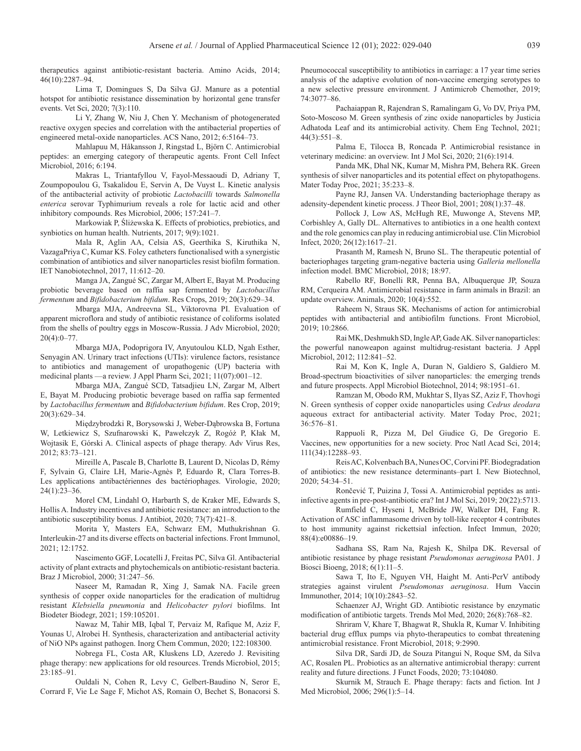therapeutics against antibiotic-resistant bacteria. Amino Acids, 2014; 46(10):2287–94.

Lima T, Domingues S, Da Silva GJ. Manure as a potential hotspot for antibiotic resistance dissemination by horizontal gene transfer events. Vet Sci, 2020; 7(3):110.

Li Y, Zhang W, Niu J, Chen Y. Mechanism of photogenerated reactive oxygen species and correlation with the antibacterial properties of engineered metal-oxide nanoparticles. ACS Nano, 2012; 6:5164–73.

Mahlapuu M, Håkansson J, Ringstad L, Björn C. Antimicrobial peptides: an emerging category of therapeutic agents. Front Cell Infect Microbiol, 2016; 6:194.

Makras L, Triantafyllou V, Fayol-Messaoudi D, Adriany T, Zoumpopoulou G, Tsakalidou E, Servin A, De Vuyst L. Kinetic analysis of the antibacterial activity of probiotic *Lactobacilli* towards *Salmonella enterica* serovar Typhimurium reveals a role for lactic acid and other inhibitory compounds. Res Microbiol, 2006; 157:241–7.

Markowiak P, Śliżewska K. Effects of probiotics, prebiotics, and synbiotics on human health. Nutrients, 2017; 9(9):1021.

Mala R, Aglin AA, Celsia AS, Geerthika S, Kiruthika N, VazagaPriya C, Kumar KS. Foley catheters functionalised with a synergistic combination of antibiotics and silver nanoparticles resist biofilm formation. IET Nanobiotechnol, 2017, 11:612–20.

Manga JA, Zangué SC, Zargar M, Albert E, Bayat M. Producing probiotic beverage based on raffia sap fermented by *Lactobacillus fermentum* and *Bifidobacterium bifidum*. Res Crops, 2019; 20(3):629–34.

Mbarga MJA, Andreevna SL, Viktorovna PI. Evaluation of apparent microflora and study of antibiotic resistance of coliforms isolated from the shells of poultry eggs in Moscow-Russia. J Adv Microbiol, 2020; 20(4):0–77.

Mbarga MJA, Podoprigora IV, Anyutoulou KLD, Ngah Esther, Senyagin AN. Urinary tract infections (UTIs): virulence factors, resistance to antibiotics and management of uropathogenic (UP) bacteria with medicinal plants —a review. J Appl Pharm Sci, 2021; 11(07):001–12.

Mbarga MJA, Zangué SCD, Tatsadjieu LN, Zargar M, Albert E, Bayat M. Producing probiotic beverage based on raffia sap fermented by *Lactobacillus fermentum* and *Bifidobacterium bifidum*. Res Crop, 2019; 20(3):629–34.

Międzybrodzki R, Borysowski J, Weber-Dąbrowska B, Fortuna W, Letkiewicz S, Szufnarowski K, Pawełczyk Z, Rogóż P, Kłak M, Wojtasik E, Górski A. Clinical aspects of phage therapy. Adv Virus Res, 2012; 83:73–121.

Mireille A, Pascale B, Charlotte B, Laurent D, Nicolas D, Rémy F, Sylvain G, Claire LH, Marie-Agnès P, Eduardo R, Clara Torres-B. Les applications antibactériennes des bactériophages. Virologie, 2020; 24(1):23–36.

Morel CM, Lindahl O, Harbarth S, de Kraker ME, Edwards S, Hollis A. Industry incentives and antibiotic resistance: an introduction to the antibiotic susceptibility bonus. J Antibiot, 2020; 73(7):421–8.

Morita Y, Masters EA, Schwarz EM, Muthukrishnan G. Interleukin-27 and its diverse effects on bacterial infections. Front Immunol, 2021; 12:1752.

Nascimento GGF, Locatelli J, Freitas PC, Silva Gl. Antibacterial activity of plant extracts and phytochemicals on antibiotic-resistant bacteria. Braz J Microbiol, 2000; 31:247–56.

Naseer M, Ramadan R, Xing J, Samak NA. Facile green synthesis of copper oxide nanoparticles for the eradication of multidrug resistant *Klebsiella pneumonia* and *Helicobacter pylori* biofilms. Int Biodeter Biodegr, 2021; 159:105201.

Nawaz M, Tahir MB, Iqbal T, Pervaiz M, Rafique M, Aziz F, Younas U, Alrobei H. Synthesis, characterization and antibacterial activity of NiO NPs against pathogen. Inorg Chem Commun, 2020; 122:108300.

Nobrega FL, Costa AR, Kluskens LD, Azeredo J. Revisiting phage therapy: new applications for old resources. Trends Microbiol, 2015; 23:185–91.

Ouldali N, Cohen R, Levy C, Gelbert-Baudino N, Seror E, Corrard F, Vie Le Sage F, Michot AS, Romain O, Bechet S, Bonacorsi S. Pneumococcal susceptibility to antibiotics in carriage: a 17 year time series analysis of the adaptive evolution of non-vaccine emerging serotypes to a new selective pressure environment. J Antimicrob Chemother, 2019; 74:3077–86.

Pachaiappan R, Rajendran S, Ramalingam G, Vo DV, Priya PM, Soto-Moscoso M. Green synthesis of zinc oxide nanoparticles by Justicia Adhatoda Leaf and its antimicrobial activity. Chem Eng Technol, 2021; 44(3):551–8.

Palma E, Tilocca B, Roncada P. Antimicrobial resistance in veterinary medicine: an overview. Int J Mol Sci, 2020; 21(6):1914.

Panda MK, Dhal NK, Kumar M, Mishra PM, Behera RK. Green synthesis of silver nanoparticles and its potential effect on phytopathogens. Mater Today Proc, 2021; 35:233–8.

Payne RJ, Jansen VA. Understanding bacteriophage therapy as adensity-dependent kinetic process. J Theor Biol, 2001; 208(1):37–48.

Pollock J, Low AS, McHugh RE, Muwonge A, Stevens MP, Corbishley A, Gally DL. Alternatives to antibiotics in a one health context and the role genomics can play in reducing antimicrobial use. Clin Microbiol Infect, 2020; 26(12):1617–21.

Prasanth M, Ramesh N, Bruno SL. The therapeutic potential of bacteriophages targeting gram-negative bacteria using *Galleria mellonella* infection model. BMC Microbiol, 2018; 18:97.

Rabello RF, Bonelli RR, Penna BA, Albuquerque JP, Souza RM, Cerqueira AM. Antimicrobial resistance in farm animals in Brazil: an update overview. Animals, 2020; 10(4):552.

Raheem N, Straus SK. Mechanisms of action for antimicrobial peptides with antibacterial and antibiofilm functions. Front Microbiol, 2019; 10:2866.

Rai MK, Deshmukh SD, Ingle AP, Gade AK. Silver nanoparticles: the powerful nanoweapon against multidrug-resistant bacteria. J Appl Microbiol, 2012; 112:841–52.

Rai M, Kon K, Ingle A, Duran N, Galdiero S, Galdiero M. Broad-spectrum bioactivities of silver nanoparticles: the emerging trends and future prospects. Appl Microbiol Biotechnol, 2014; 98:1951–61.

Ramzan M, Obodo RM, Mukhtar S, Ilyas SZ, Aziz F, Thovhogi N. Green synthesis of copper oxide nanoparticles using *Cedrus deodara* aqueous extract for antibacterial activity. Mater Today Proc, 2021; 36:576–81.

Rappuoli R, Pizza M, Del Giudice G, De Gregorio E. Vaccines, new opportunities for a new society. Proc Natl Acad Sci, 2014; 111(34):12288–93.

Reis AC, Kolvenbach BA, Nunes OC, Corvini PF. Biodegradation of antibiotics: the new resistance determinants–part I. New Biotechnol, 2020; 54:34–51.

Rončević T, Puizina J, Tossi A. Antimicrobial peptides as anti-infective agents in pre-post-antibiotic era? Int J Mol Sci, 2019; 20(22):5713.

Rumfield C, Hyseni I, McBride JW, Walker DH, Fang R. Activation of ASC inflammasome driven by toll-like receptor 4 contributes to host immunity against rickettsial infection. Infect Immun, 2020; 88(4):e00886–19.

Sadhana SS, Ram Na, Rajesh K, Shilpa DK. Reversal of antibiotic resistance by phage resistant *Pseudomonas aeruginosa* PA01. J Biosci Bioeng, 2018; 6(1):11–5.

Sawa T, Ito E, Nguyen VH, Haight M. Anti-PcrV antibody strategies against virulent *Pseudomonas aeruginosa*. Hum Vaccin Immunother, 2014; 10(10):2843–52.

Schaenzer AJ, Wright GD. Antibiotic resistance by enzymatic modification of antibiotic targets. Trends Mol Med, 2020; 26(8):768–82.

Shriram V, Khare T, Bhagwat R, Shukla R, Kumar V. Inhibiting bacterial drug efflux pumps via phyto-therapeutics to combat threatening antimicrobial resistance. Front Microbiol, 2018; 9:2990.

Silva DR, Sardi JD, de Souza Pitangui N, Roque SM, da Silva AC, Rosalen PL. Probiotics as an alternative antimicrobial therapy: current reality and future directions. J Funct Foods, 2020; 73:104080.

Skurnik M, Strauch E. Phage therapy: facts and fiction. Int J Med Microbiol, 2006; 296(1):5–14.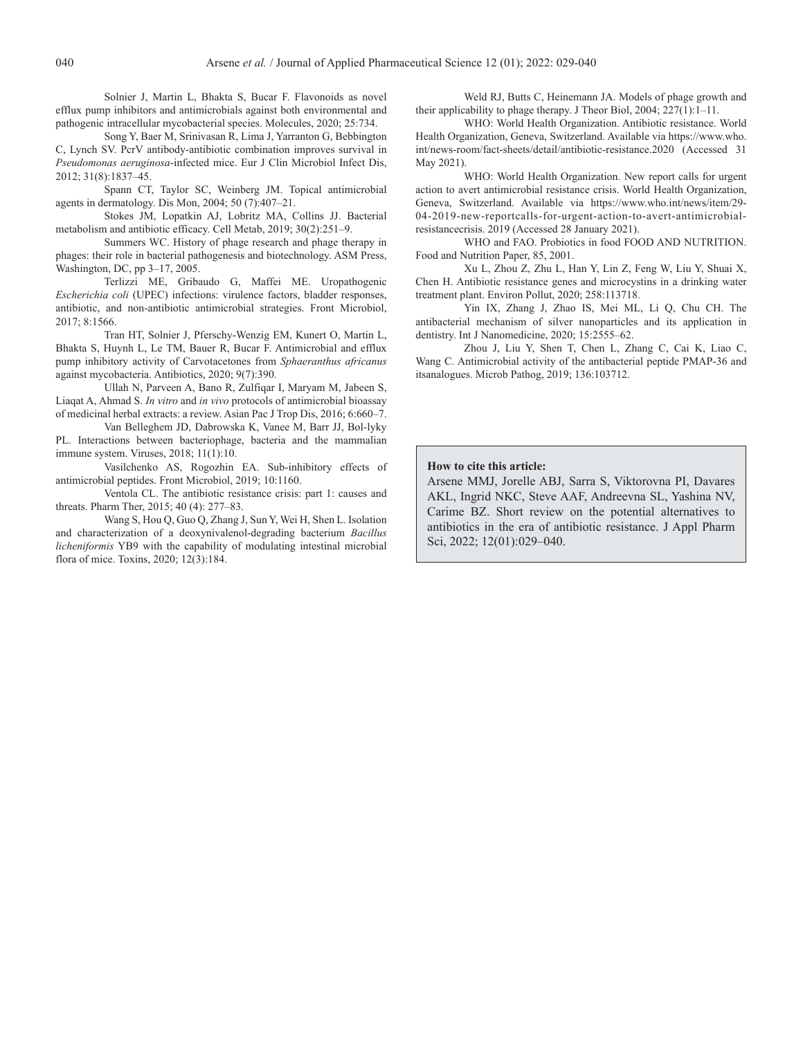Solnier J, Martin L, Bhakta S, Bucar F. Flavonoids as novel efflux pump inhibitors and antimicrobials against both environmental and pathogenic intracellular mycobacterial species. Molecules, 2020; 25:734.

Song Y, Baer M, Srinivasan R, Lima J, Yarranton G, Bebbington C, Lynch SV. PcrV antibody-antibiotic combination improves survival in *Pseudomonas aeruginosa*-infected mice. Eur J Clin Microbiol Infect Dis, 2012; 31(8):1837–45.

Spann CT, Taylor SC, Weinberg JM. Topical antimicrobial agents in dermatology. Dis Mon, 2004; 50 (7):407–21.

Stokes JM, Lopatkin AJ, Lobritz MA, Collins JJ. Bacterial metabolism and antibiotic efficacy. Cell Metab, 2019; 30(2):251–9.

Summers WC. History of phage research and phage therapy in phages: their role in bacterial pathogenesis and biotechnology. ASM Press, Washington, DC, pp 3–17, 2005.

Terlizzi ME, Gribaudo G, Maffei ME. Uropathogenic *Escherichia coli* (UPEC) infections: virulence factors, bladder responses, antibiotic, and non-antibiotic antimicrobial strategies. Front Microbiol, 2017; 8:1566.

Tran HT, Solnier J, Pferschy-Wenzig EM, Kunert O, Martin L, Bhakta S, Huynh L, Le TM, Bauer R, Bucar F. Antimicrobial and efflux pump inhibitory activity of Carvotacetones from *Sphaeranthus africanus* against mycobacteria. Antibiotics, 2020; 9(7):390.

Ullah N, Parveen A, Bano R, Zulfiqar I, Maryam M, Jabeen S, Liaqat A, Ahmad S. *In vitro* and *in vivo* protocols of antimicrobial bioassay of medicinal herbal extracts: a review. Asian Pac J Trop Dis, 2016; 6:660–7.

Van Belleghem JD, Dabrowska K, Vanee M, Barr JJ, Bol-lyky PL. Interactions between bacteriophage, bacteria and the mammalian immune system. Viruses, 2018; 11(1):10.

Vasilchenko AS, Rogozhin EA. Sub-inhibitory effects of antimicrobial peptides. Front Microbiol, 2019; 10:1160.

Ventola CL. The antibiotic resistance crisis: part 1: causes and threats. Pharm Ther, 2015; 40 (4): 277–83.

Wang S, Hou Q, Guo Q, Zhang J, Sun Y, Wei H, Shen L. Isolation and characterization of a deoxynivalenol-degrading bacterium *Bacillus licheniformis* YB9 with the capability of modulating intestinal microbial flora of mice. Toxins, 2020; 12(3):184.

Weld RJ, Butts C, Heinemann JA. Models of phage growth and their applicability to phage therapy. J Theor Biol, 2004; 227(1):1–11.

WHO: World Health Organization. Antibiotic resistance. World Health Organization, Geneva, Switzerland. Available via https://www.who.int/news-room/fact-sheets/detail/antibiotic-resistance.2020 (Accessed 31 May 2021).

WHO: World Health Organization. New report calls for urgent action to avert antimicrobial resistance crisis. World Health Organization, Geneva, Switzerland. Available via https://www.who.int/news/item/29-04-2019-new-reportcalls-for-urgent-action-to-avert-antimicrobial-resistancecrisis. 2019 (Accessed 28 January 2021).

WHO and FAO. Probiotics in food FOOD AND NUTRITION. Food and Nutrition Paper, 85, 2001.

Xu L, Zhou Z, Zhu L, Han Y, Lin Z, Feng W, Liu Y, Shuai X, Chen H. Antibiotic resistance genes and microcystins in a drinking water treatment plant. Environ Pollut, 2020; 258:113718.

Yin IX, Zhang J, Zhao IS, Mei ML, Li Q, Chu CH. The antibacterial mechanism of silver nanoparticles and its application in dentistry. Int J Nanomedicine, 2020; 15:2555–62.

Zhou J, Liu Y, Shen T, Chen L, Zhang C, Cai K, Liao C, Wang C. Antimicrobial activity of the antibacterial peptide PMAP-36 and itsanalogues. Microb Pathog, 2019; 136:103712.

**How to cite this article:**

Arsene MMJ, Jorelle ABJ, Sarra S, Viktorovna PI, Davares AKL, Ingrid NKC, Steve AAF, Andreevna SL, Yashina NV, Carime BZ. Short review on the potential alternatives to antibiotics in the era of antibiotic resistance. J Appl Pharm Sci, 2022; 12(01):029–040.